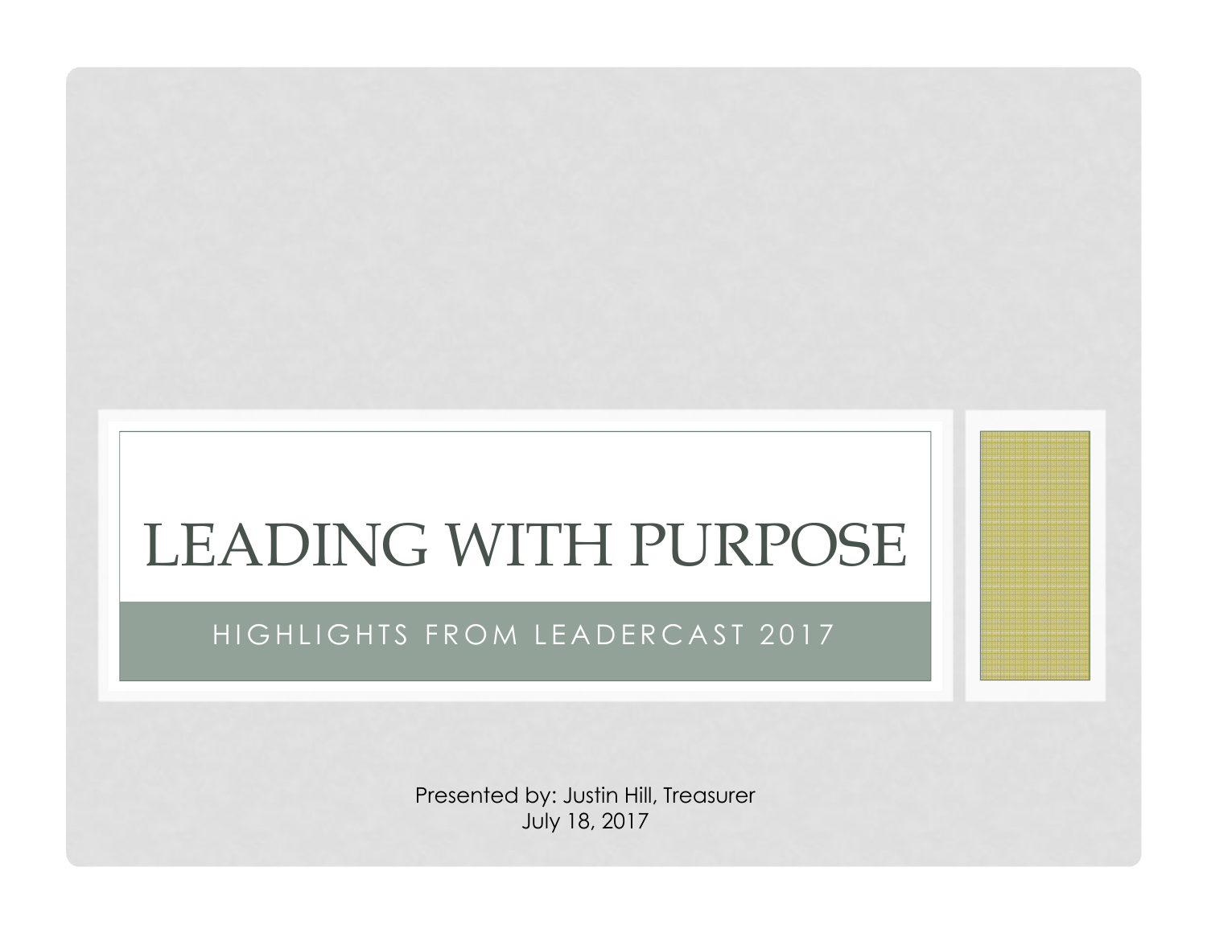# LEADING WITH PURPOSE

## HIGHLIGHTS FROM LEADERCAST 2017

Presented by: Justin Hill, Treasurer
July 18, 2017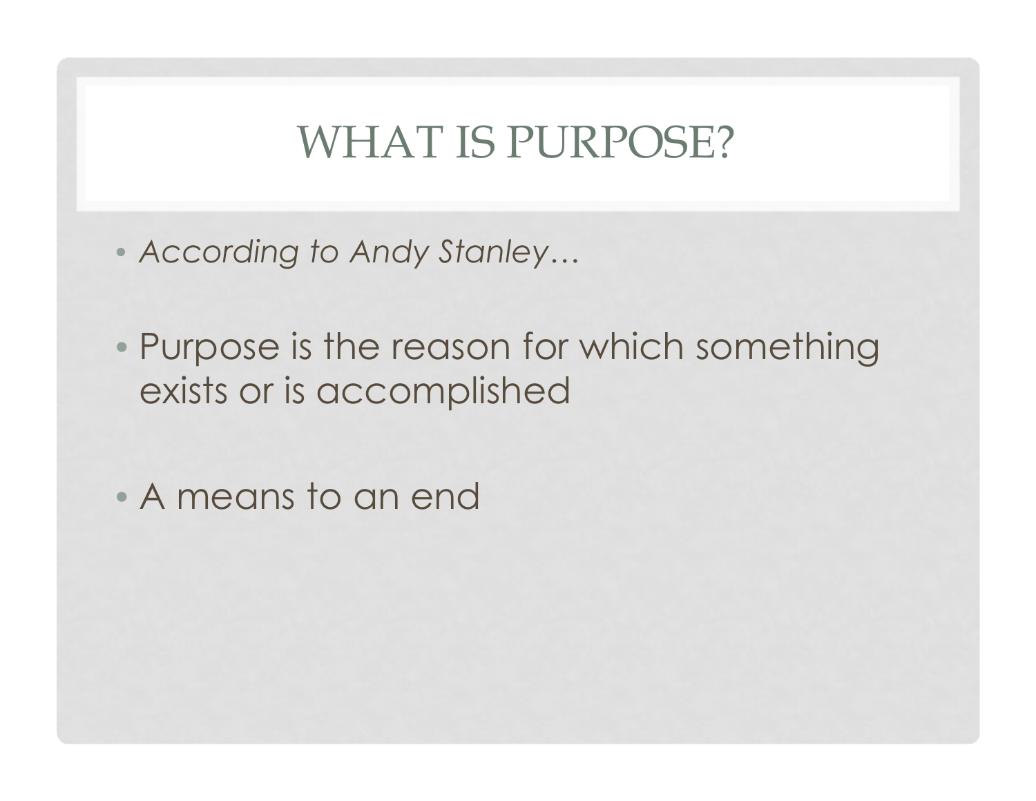# WHAT IS PURPOSE?

- *According to Andy Stanley…*
- Purpose is the reason for which something exists or is accomplished
- A means to an end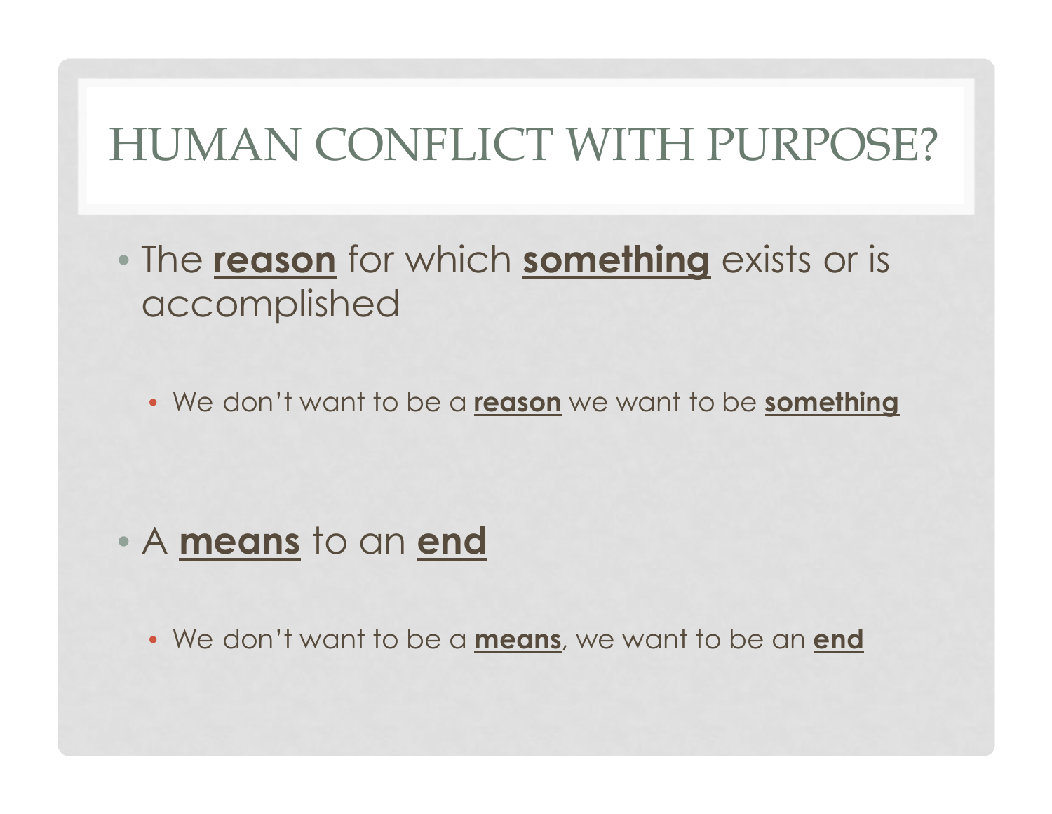# HUMAN CONFLICT WITH PURPOSE?

- The **reason** for which **something** exists or is accomplished
  - We don't want to be a **reason** we want to be **something**
- A **means** to an **end**
  - We don't want to be a **means**, we want to be an **end**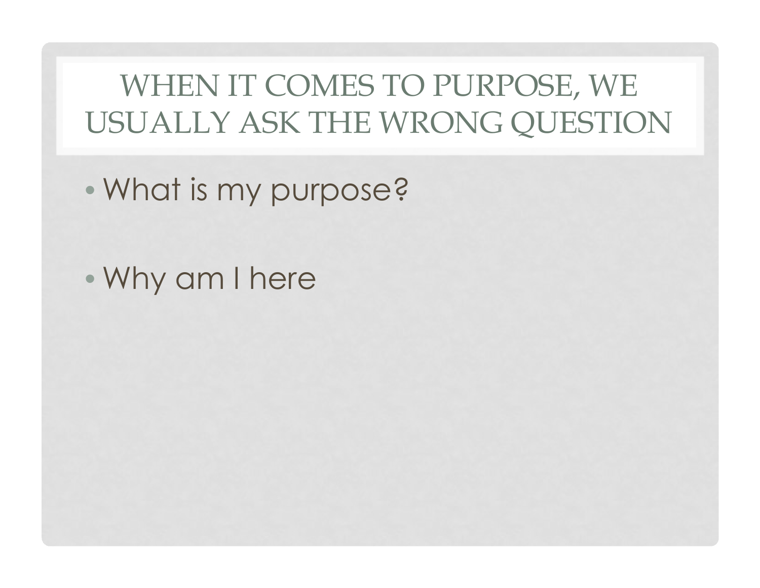# WHEN IT COMES TO PURPOSE, WE USUALLY ASK THE WRONG QUESTION

- What is my purpose?
- Why am I here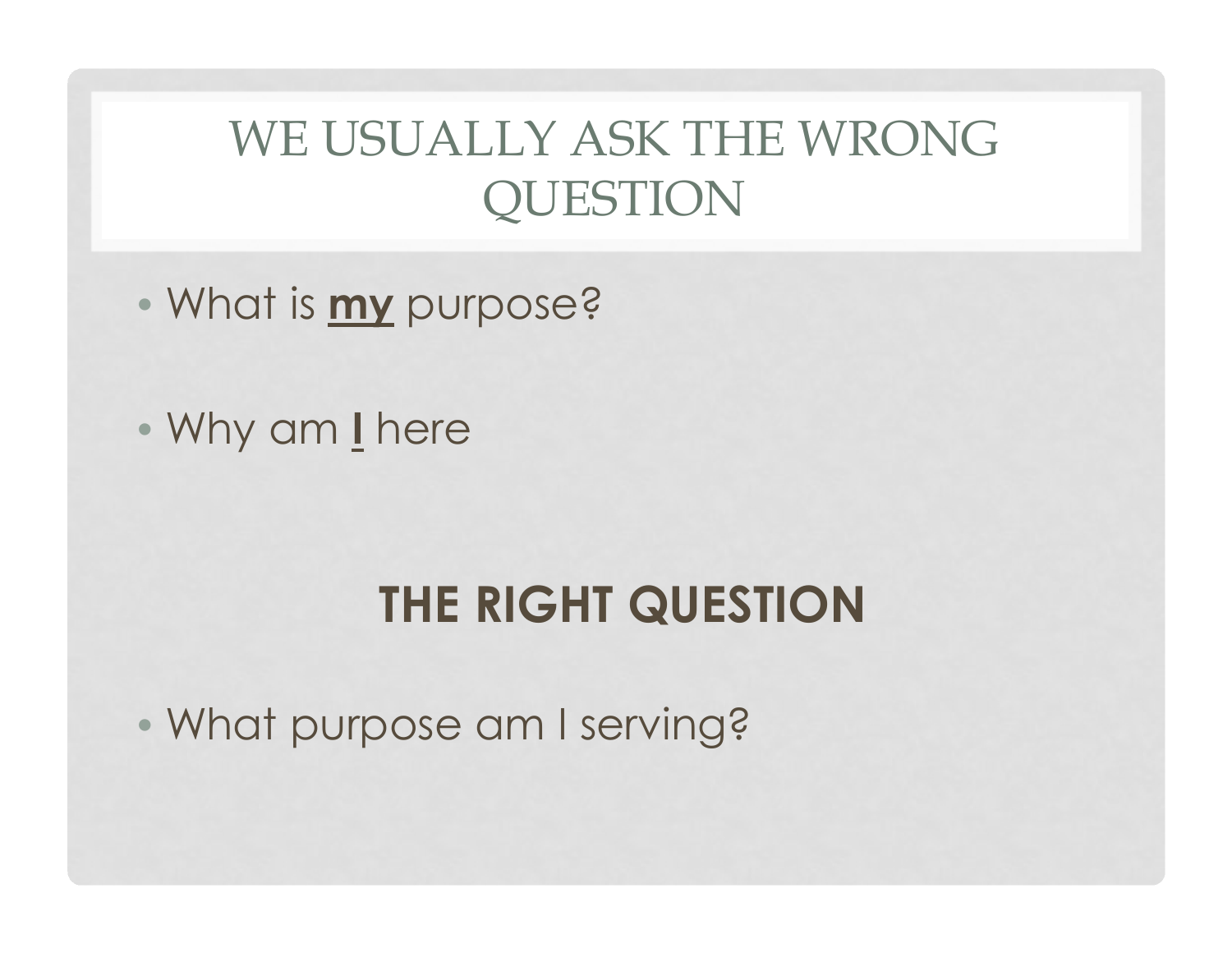# WE USUALLY ASK THE WRONG QUESTION

- What is **my** purpose?
- Why am **I** here

## THE RIGHT QUESTION

- What purpose am I serving?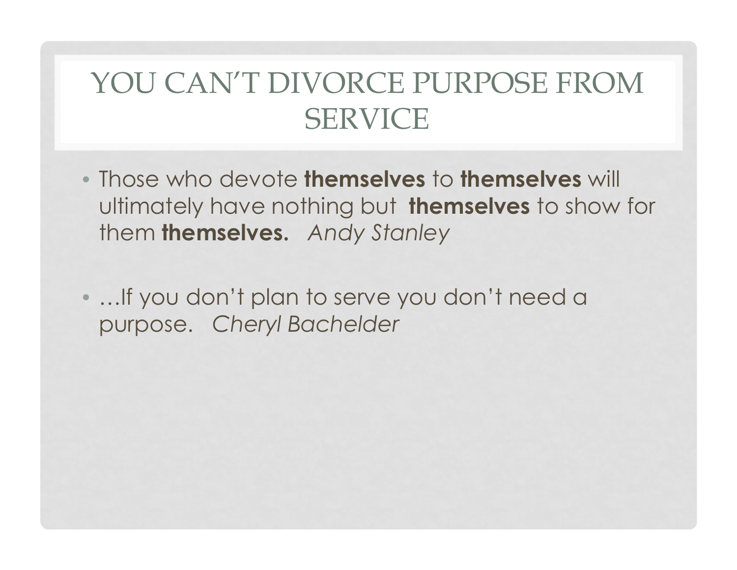# YOU CAN'T DIVORCE PURPOSE FROM SERVICE

- Those who devote **themselves** to **themselves** will ultimately have nothing but **themselves** to show for them **themselves.** *Andy Stanley*

- …If you don't plan to serve you don't need a purpose. *Cheryl Bachelder*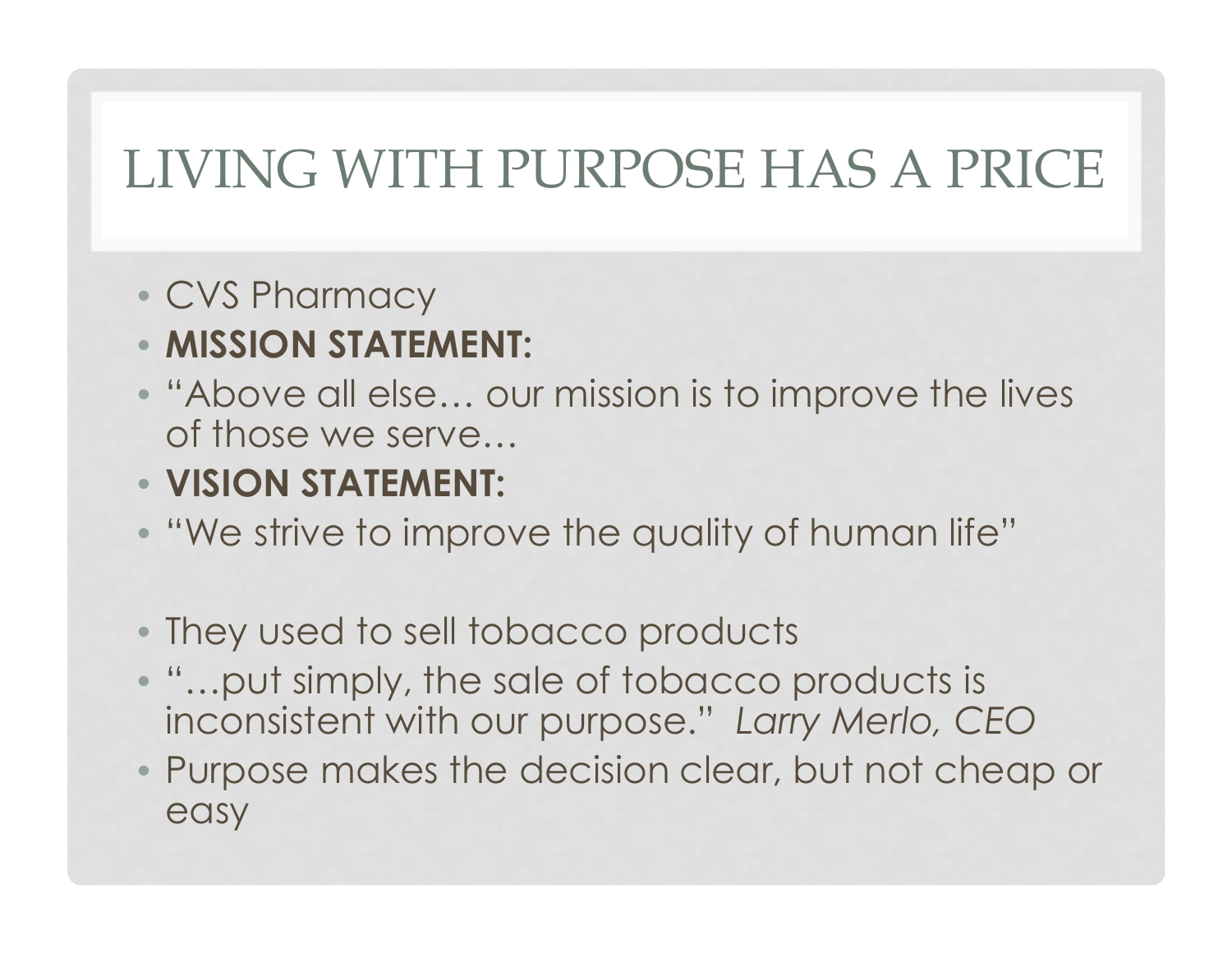# LIVING WITH PURPOSE HAS A PRICE

- CVS Pharmacy
- **MISSION STATEMENT:**
- "Above all else… our mission is to improve the lives of those we serve…
- **VISION STATEMENT:**
- "We strive to improve the quality of human life"

- They used to sell tobacco products
- "…put simply, the sale of tobacco products is inconsistent with our purpose." *Larry Merlo, CEO*
- Purpose makes the decision clear, but not cheap or easy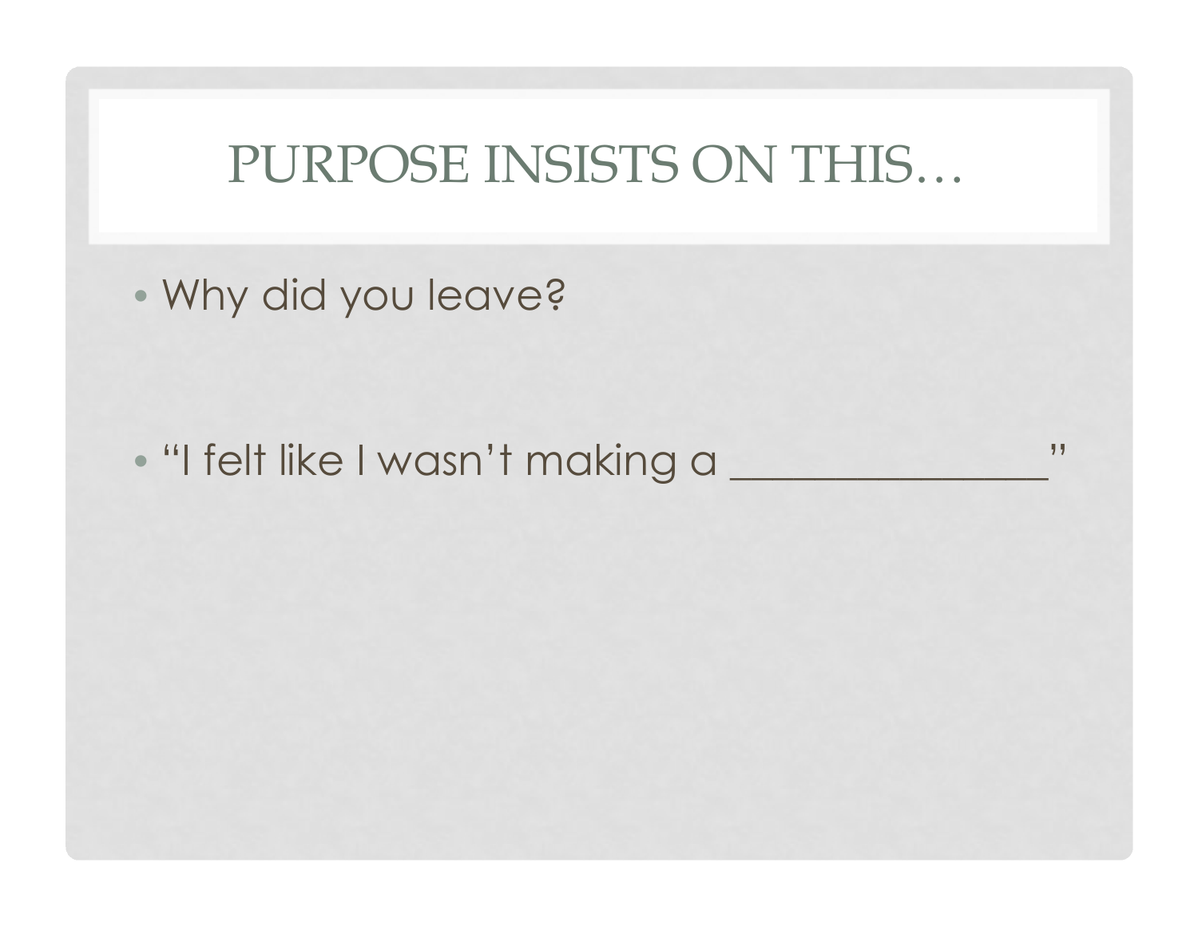# PURPOSE INSISTS ON THIS…

- Why did you leave?

- “I felt like I wasn’t making a _______________”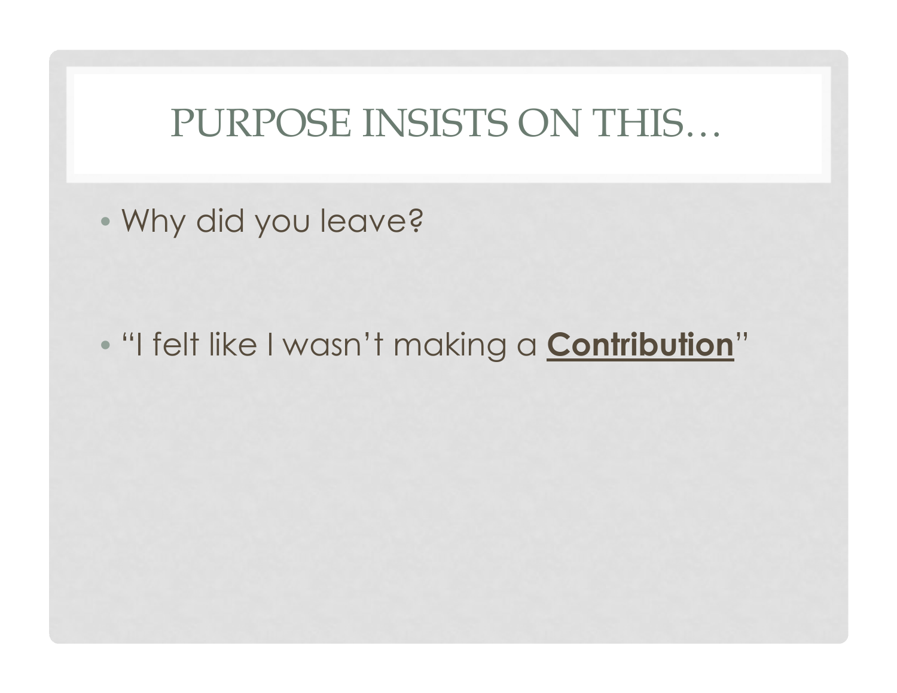# PURPOSE INSISTS ON THIS…

- Why did you leave?

- "I felt like I wasn't making a **<u>Contribution</u>**"